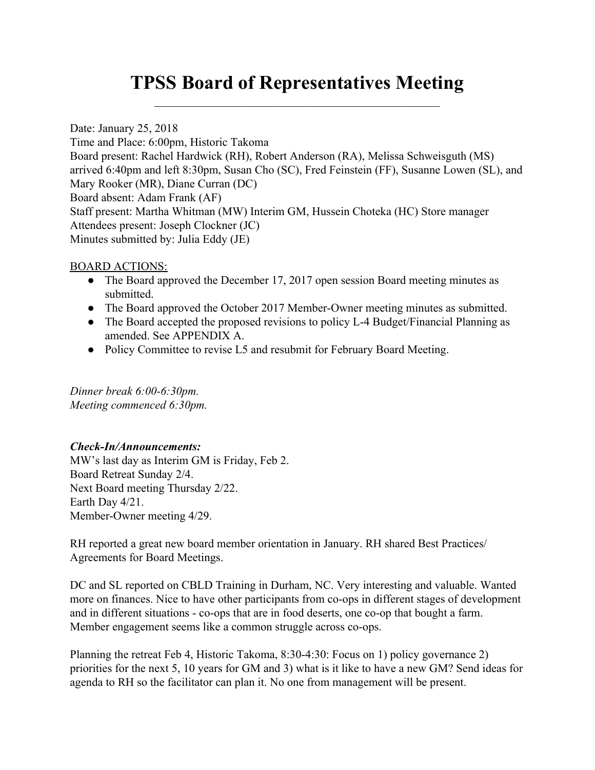# TPSS Board of Representatives Meeting

Date: January 25, 2018
Time and Place: 6:00pm, Historic Takoma
Board present: Rachel Hardwick (RH), Robert Anderson (RA), Melissa Schweisguth (MS) arrived 6:40pm and left 8:30pm, Susan Cho (SC), Fred Feinstein (FF), Susanne Lowen (SL), and Mary Rooker (MR), Diane Curran (DC)
Board absent: Adam Frank (AF)
Staff present: Martha Whitman (MW) Interim GM, Hussein Choteka (HC) Store manager
Attendees present: Joseph Clockner (JC)
Minutes submitted by: Julia Eddy (JE)

<u>BOARD ACTIONS:</u>

- The Board approved the December 17, 2017 open session Board meeting minutes as submitted.
- The Board approved the October 2017 Member-Owner meeting minutes as submitted.
- The Board accepted the proposed revisions to policy L-4 Budget/Financial Planning as amended. See APPENDIX A.
- Policy Committee to revise L5 and resubmit for February Board Meeting.

*Dinner break 6:00-6:30pm.*
*Meeting commenced 6:30pm.*

***Check-In/Announcements:***

MW's last day as Interim GM is Friday, Feb 2.
Board Retreat Sunday 2/4.
Next Board meeting Thursday 2/22.
Earth Day 4/21.
Member-Owner meeting 4/29.

RH reported a great new board member orientation in January. RH shared Best Practices/ Agreements for Board Meetings.

DC and SL reported on CBLD Training in Durham, NC. Very interesting and valuable. Wanted more on finances. Nice to have other participants from co-ops in different stages of development and in different situations - co-ops that are in food deserts, one co-op that bought a farm. Member engagement seems like a common struggle across co-ops.

Planning the retreat Feb 4, Historic Takoma, 8:30-4:30: Focus on 1) policy governance 2) priorities for the next 5, 10 years for GM and 3) what is it like to have a new GM? Send ideas for agenda to RH so the facilitator can plan it. No one from management will be present.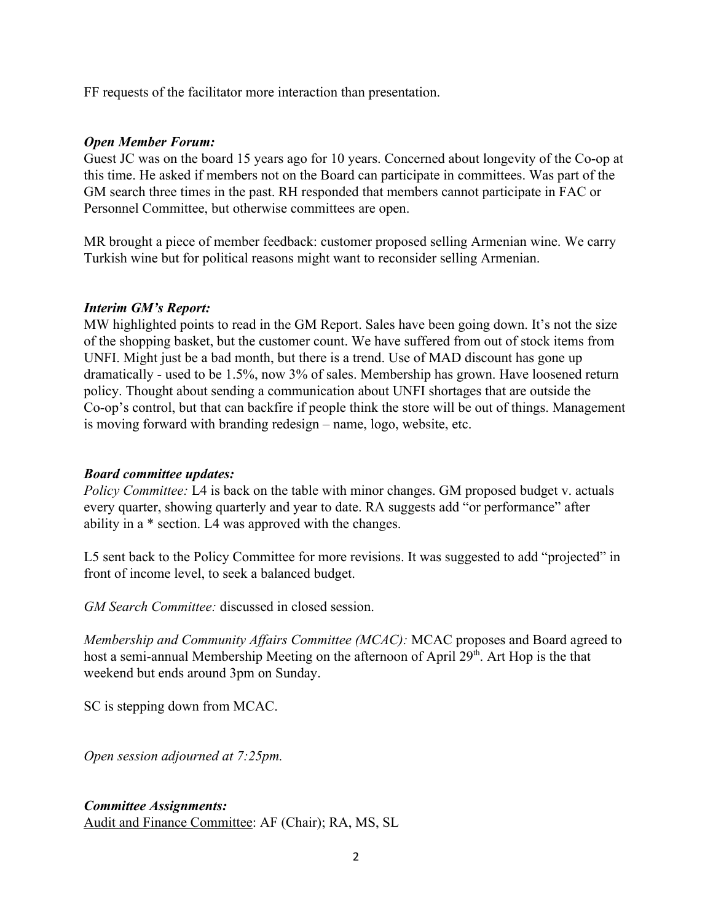FF requests of the facilitator more interaction than presentation.

***Open Member Forum:***

Guest JC was on the board 15 years ago for 10 years. Concerned about longevity of the Co-op at this time. He asked if members not on the Board can participate in committees. Was part of the GM search three times in the past. RH responded that members cannot participate in FAC or Personnel Committee, but otherwise committees are open.

MR brought a piece of member feedback: customer proposed selling Armenian wine. We carry Turkish wine but for political reasons might want to reconsider selling Armenian.

***Interim GM's Report:***

MW highlighted points to read in the GM Report. Sales have been going down. It's not the size of the shopping basket, but the customer count. We have suffered from out of stock items from UNFI. Might just be a bad month, but there is a trend. Use of MAD discount has gone up dramatically - used to be 1.5%, now 3% of sales. Membership has grown. Have loosened return policy. Thought about sending a communication about UNFI shortages that are outside the Co-op's control, but that can backfire if people think the store will be out of things. Management is moving forward with branding redesign – name, logo, website, etc.

***Board committee updates:***

*Policy Committee:* L4 is back on the table with minor changes. GM proposed budget v. actuals every quarter, showing quarterly and year to date. RA suggests add "or performance" after ability in a * section. L4 was approved with the changes.

L5 sent back to the Policy Committee for more revisions. It was suggested to add "projected" in front of income level, to seek a balanced budget.

*GM Search Committee:* discussed in closed session.

*Membership and Community Affairs Committee (MCAC):* MCAC proposes and Board agreed to host a semi-annual Membership Meeting on the afternoon of April 29th. Art Hop is the that weekend but ends around 3pm on Sunday.

SC is stepping down from MCAC.

*Open session adjourned at 7:25pm.*

***Committee Assignments:***

Audit and Finance Committee: AF (Chair); RA, MS, SL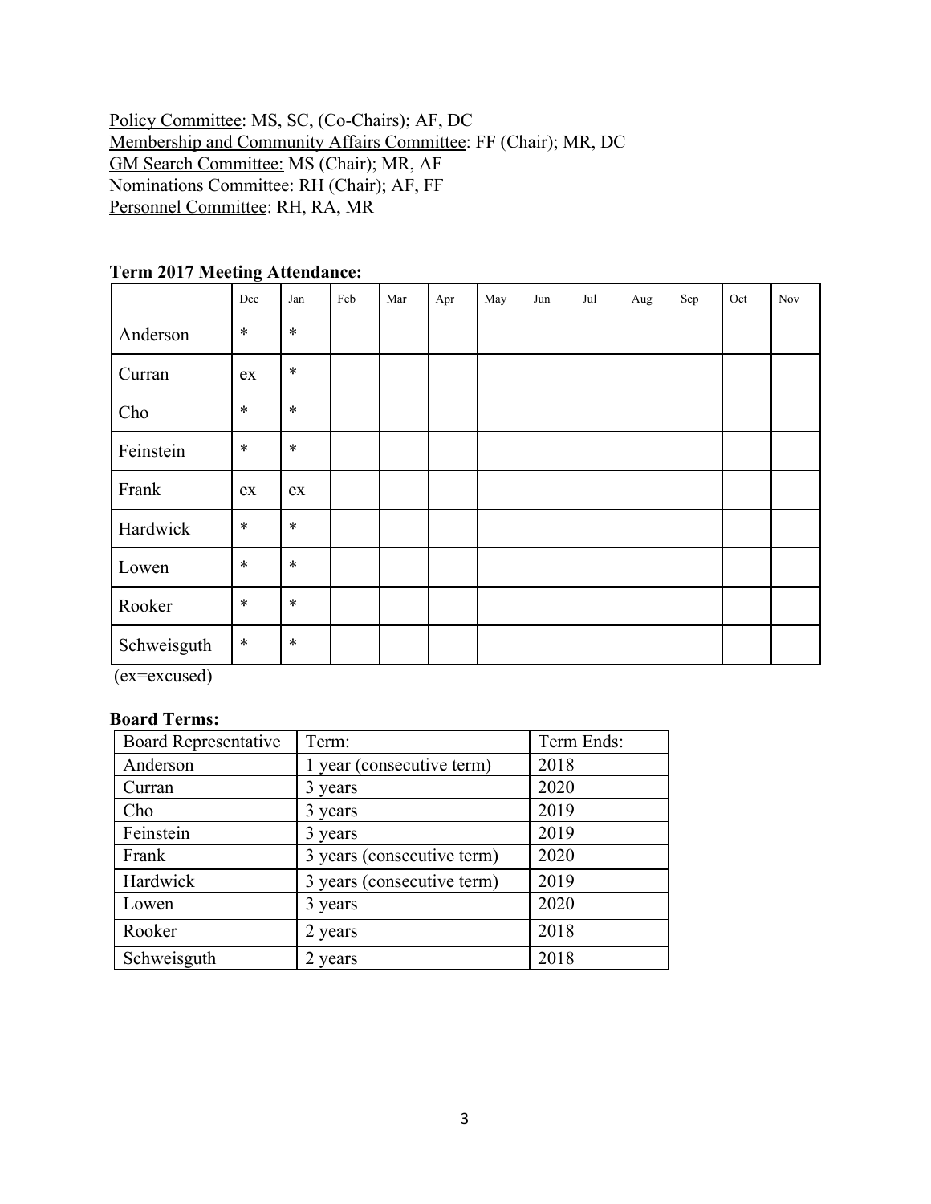Policy Committee: MS, SC, (Co-Chairs); AF, DC
Membership and Community Affairs Committee: FF (Chair); MR, DC
GM Search Committee: MS (Chair); MR, AF
Nominations Committee: RH (Chair); AF, FF
Personnel Committee: RH, RA, MR

**Term 2017 Meeting Attendance:**

| | Dec | Jan | Feb | Mar | Apr | May | Jun | Jul | Aug | Sep | Oct | Nov |
|---|---|---|---|---|---|---|---|---|---|---|---|---|
| Anderson | * | * | | | | | | | | | | |
| Curran | ex | * | | | | | | | | | | |
| Cho | * | * | | | | | | | | | | |
| Feinstein | * | * | | | | | | | | | | |
| Frank | ex | ex | | | | | | | | | | |
| Hardwick | * | * | | | | | | | | | | |
| Lowen | * | * | | | | | | | | | | |
| Rooker | * | * | | | | | | | | | | |
| Schweisguth | * | * | | | | | | | | | | |

(ex=excused)

**Board Terms:**

| Board Representative | Term: | Term Ends: |
|---|---|---|
| Anderson | 1 year (consecutive term) | 2018 |
| Curran | 3 years | 2020 |
| Cho | 3 years | 2019 |
| Feinstein | 3 years | 2019 |
| Frank | 3 years (consecutive term) | 2020 |
| Hardwick | 3 years (consecutive term) | 2019 |
| Lowen | 3 years | 2020 |
| Rooker | 2 years | 2018 |
| Schweisguth | 2 years | 2018 |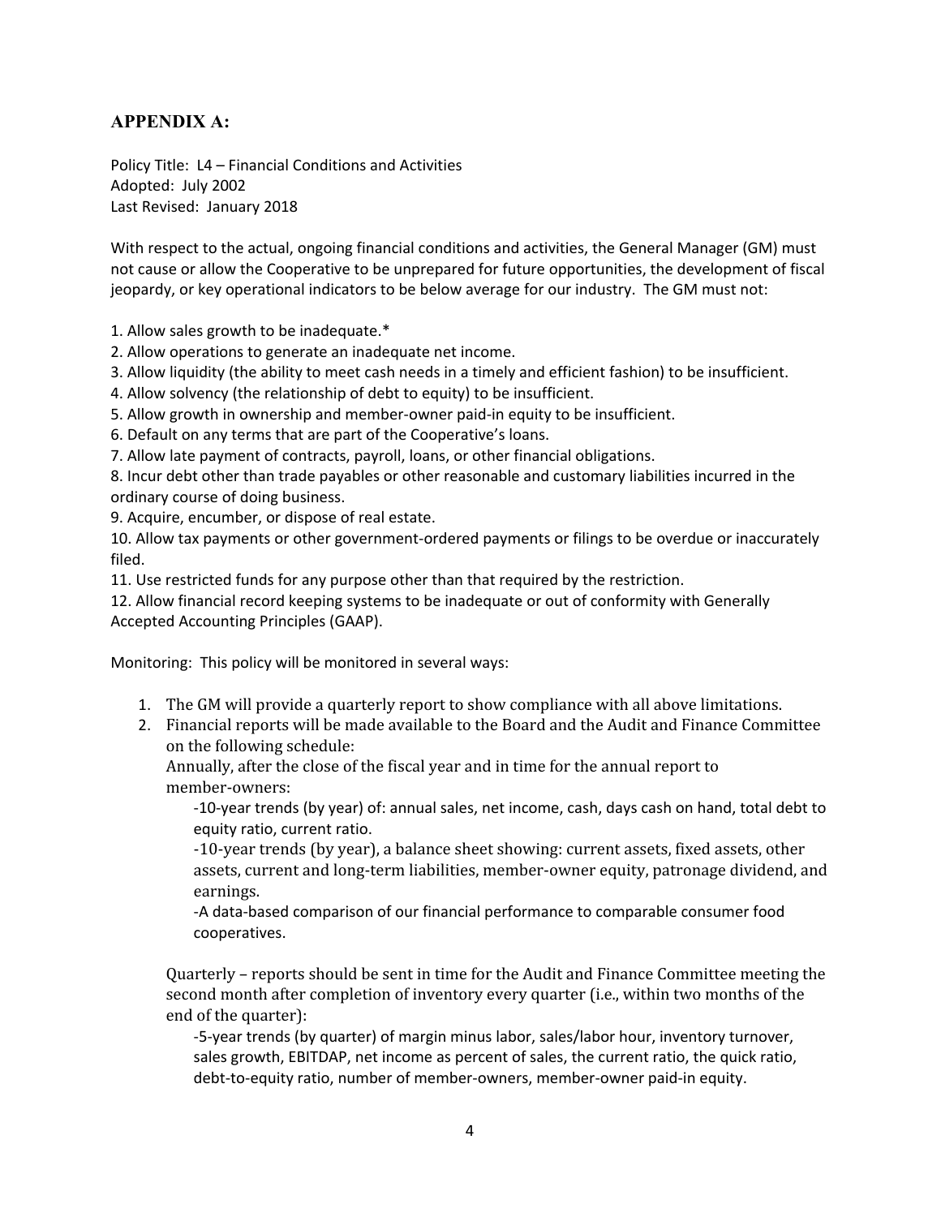## APPENDIX A:

Policy Title: L4 – Financial Conditions and Activities
Adopted: July 2002
Last Revised: January 2018

With respect to the actual, ongoing financial conditions and activities, the General Manager (GM) must not cause or allow the Cooperative to be unprepared for future opportunities, the development of fiscal jeopardy, or key operational indicators to be below average for our industry. The GM must not:

1. Allow sales growth to be inadequate.*
2. Allow operations to generate an inadequate net income.
3. Allow liquidity (the ability to meet cash needs in a timely and efficient fashion) to be insufficient.
4. Allow solvency (the relationship of debt to equity) to be insufficient.
5. Allow growth in ownership and member-owner paid-in equity to be insufficient.
6. Default on any terms that are part of the Cooperative's loans.
7. Allow late payment of contracts, payroll, loans, or other financial obligations.
8. Incur debt other than trade payables or other reasonable and customary liabilities incurred in the ordinary course of doing business.
9. Acquire, encumber, or dispose of real estate.
10. Allow tax payments or other government-ordered payments or filings to be overdue or inaccurately filed.
11. Use restricted funds for any purpose other than that required by the restriction.
12. Allow financial record keeping systems to be inadequate or out of conformity with Generally Accepted Accounting Principles (GAAP).

Monitoring: This policy will be monitored in several ways:

1. The GM will provide a quarterly report to show compliance with all above limitations.
2. Financial reports will be made available to the Board and the Audit and Finance Committee on the following schedule:
   Annually, after the close of the fiscal year and in time for the annual report to member-owners:
   - 10-year trends (by year) of: annual sales, net income, cash, days cash on hand, total debt to equity ratio, current ratio.
   - 10-year trends (by year), a balance sheet showing: current assets, fixed assets, other assets, current and long-term liabilities, member-owner equity, patronage dividend, and earnings.
   - A data-based comparison of our financial performance to comparable consumer food cooperatives.

   Quarterly – reports should be sent in time for the Audit and Finance Committee meeting the second month after completion of inventory every quarter (i.e., within two months of the end of the quarter):
   - 5-year trends (by quarter) of margin minus labor, sales/labor hour, inventory turnover, sales growth, EBITDAP, net income as percent of sales, the current ratio, the quick ratio, debt-to-equity ratio, number of member-owners, member-owner paid-in equity.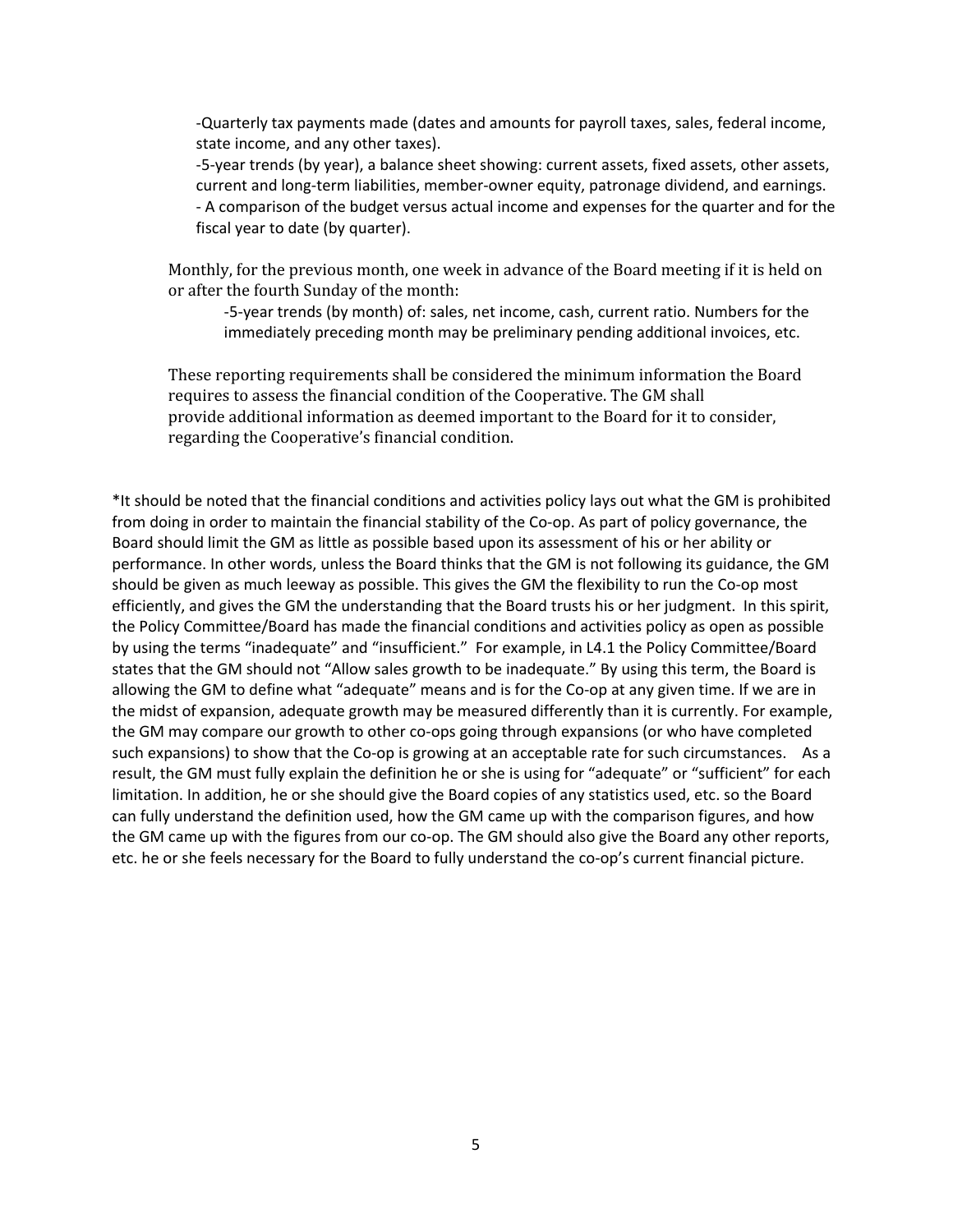-Quarterly tax payments made (dates and amounts for payroll taxes, sales, federal income, state income, and any other taxes).

-5-year trends (by year), a balance sheet showing: current assets, fixed assets, other assets, current and long-term liabilities, member-owner equity, patronage dividend, and earnings.

- A comparison of the budget versus actual income and expenses for the quarter and for the fiscal year to date (by quarter).

Monthly, for the previous month, one week in advance of the Board meeting if it is held on or after the fourth Sunday of the month:

-5-year trends (by month) of: sales, net income, cash, current ratio. Numbers for the immediately preceding month may be preliminary pending additional invoices, etc.

These reporting requirements shall be considered the minimum information the Board requires to assess the financial condition of the Cooperative. The GM shall provide additional information as deemed important to the Board for it to consider, regarding the Cooperative's financial condition.

*It should be noted that the financial conditions and activities policy lays out what the GM is prohibited from doing in order to maintain the financial stability of the Co-op. As part of policy governance, the Board should limit the GM as little as possible based upon its assessment of his or her ability or performance. In other words, unless the Board thinks that the GM is not following its guidance, the GM should be given as much leeway as possible. This gives the GM the flexibility to run the Co-op most efficiently, and gives the GM the understanding that the Board trusts his or her judgment. In this spirit, the Policy Committee/Board has made the financial conditions and activities policy as open as possible by using the terms "inadequate" and "insufficient." For example, in L4.1 the Policy Committee/Board states that the GM should not "Allow sales growth to be inadequate." By using this term, the Board is allowing the GM to define what "adequate" means and is for the Co-op at any given time. If we are in the midst of expansion, adequate growth may be measured differently than it is currently. For example, the GM may compare our growth to other co-ops going through expansions (or who have completed such expansions) to show that the Co-op is growing at an acceptable rate for such circumstances. As a result, the GM must fully explain the definition he or she is using for "adequate" or "sufficient" for each limitation. In addition, he or she should give the Board copies of any statistics used, etc. so the Board can fully understand the definition used, how the GM came up with the comparison figures, and how the GM came up with the figures from our co-op. The GM should also give the Board any other reports, etc. he or she feels necessary for the Board to fully understand the co-op's current financial picture.